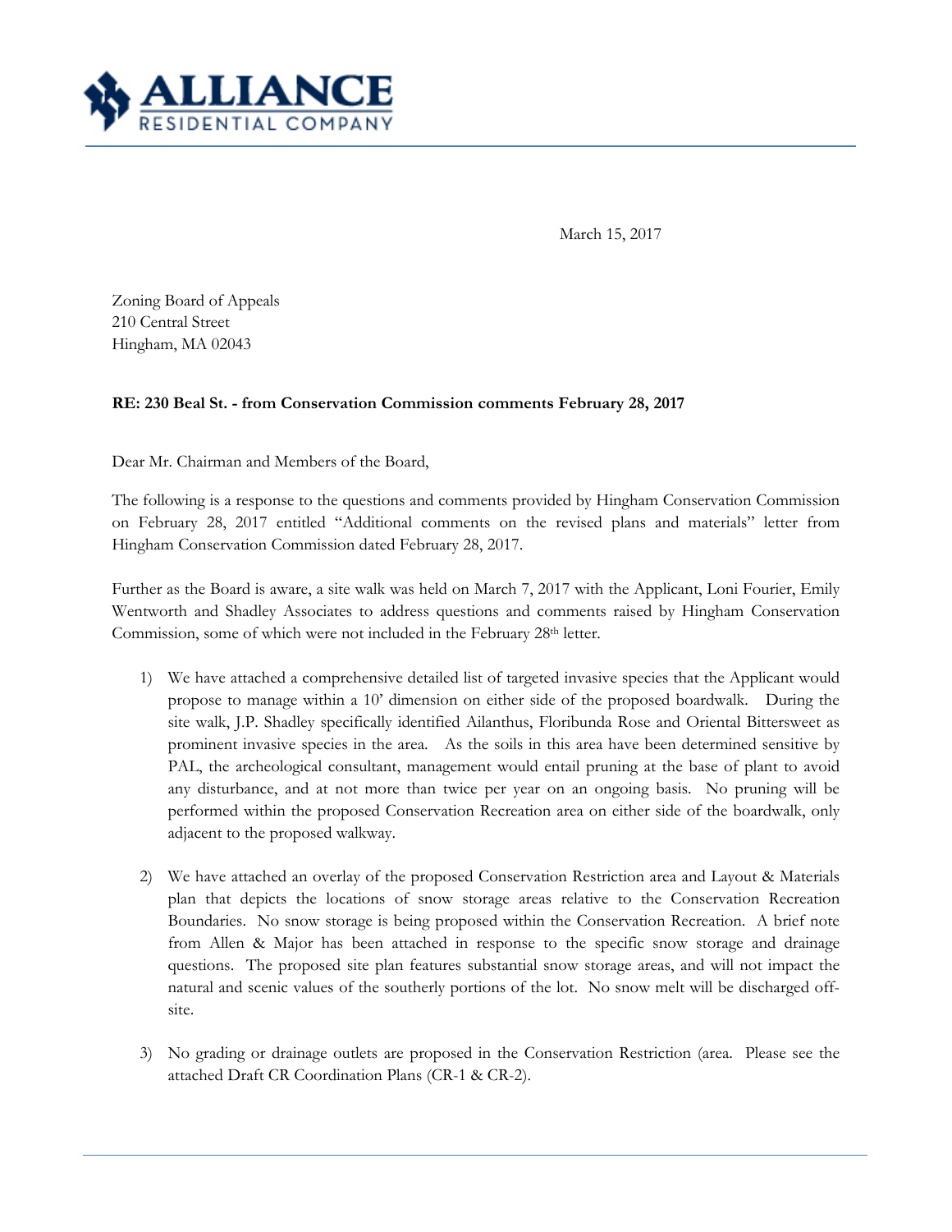**ALLIANCE**
RESIDENTIAL COMPANY

March 15, 2017

Zoning Board of Appeals
210 Central Street
Hingham, MA 02043

**RE: 230 Beal St. - from Conservation Commission comments February 28, 2017**

Dear Mr. Chairman and Members of the Board,

The following is a response to the questions and comments provided by Hingham Conservation Commission on February 28, 2017 entitled "Additional comments on the revised plans and materials" letter from Hingham Conservation Commission dated February 28, 2017.

Further as the Board is aware, a site walk was held on March 7, 2017 with the Applicant, Loni Fourier, Emily Wentworth and Shadley Associates to address questions and comments raised by Hingham Conservation Commission, some of which were not included in the February 28th letter.

1) We have attached a comprehensive detailed list of targeted invasive species that the Applicant would propose to manage within a 10' dimension on either side of the proposed boardwalk. During the site walk, J.P. Shadley specifically identified Ailanthus, Floribunda Rose and Oriental Bittersweet as prominent invasive species in the area. As the soils in this area have been determined sensitive by PAL, the archeological consultant, management would entail pruning at the base of plant to avoid any disturbance, and at not more than twice per year on an ongoing basis. No pruning will be performed within the proposed Conservation Recreation area on either side of the boardwalk, only adjacent to the proposed walkway.

2) We have attached an overlay of the proposed Conservation Restriction area and Layout & Materials plan that depicts the locations of snow storage areas relative to the Conservation Recreation Boundaries. No snow storage is being proposed within the Conservation Recreation. A brief note from Allen & Major has been attached in response to the specific snow storage and drainage questions. The proposed site plan features substantial snow storage areas, and will not impact the natural and scenic values of the southerly portions of the lot. No snow melt will be discharged off-site.

3) No grading or drainage outlets are proposed in the Conservation Restriction (area. Please see the attached Draft CR Coordination Plans (CR-1 & CR-2).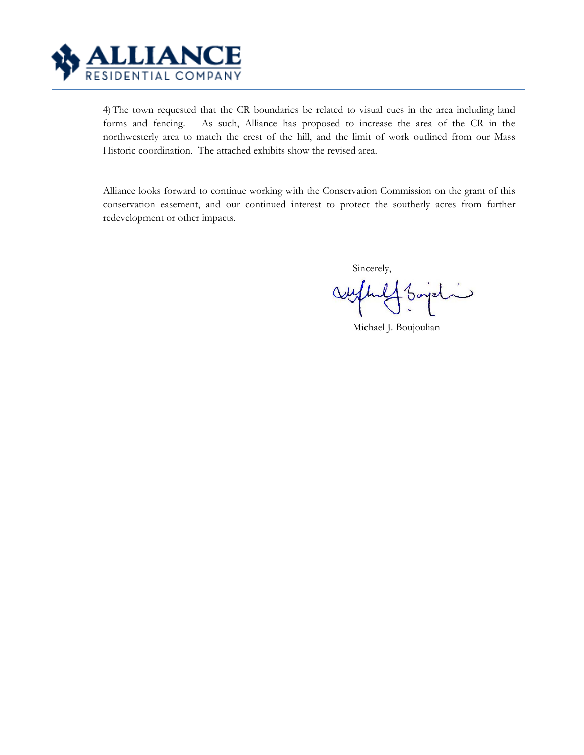4) The town requested that the CR boundaries be related to visual cues in the area including land forms and fencing. As such, Alliance has proposed to increase the area of the CR in the northwesterly area to match the crest of the hill, and the limit of work outlined from our Mass Historic coordination. The attached exhibits show the revised area.

Alliance looks forward to continue working with the Conservation Commission on the grant of this conservation easement, and our continued interest to protect the southerly acres from further redevelopment or other impacts.

Sincerely,

Michael J. Boujoulian